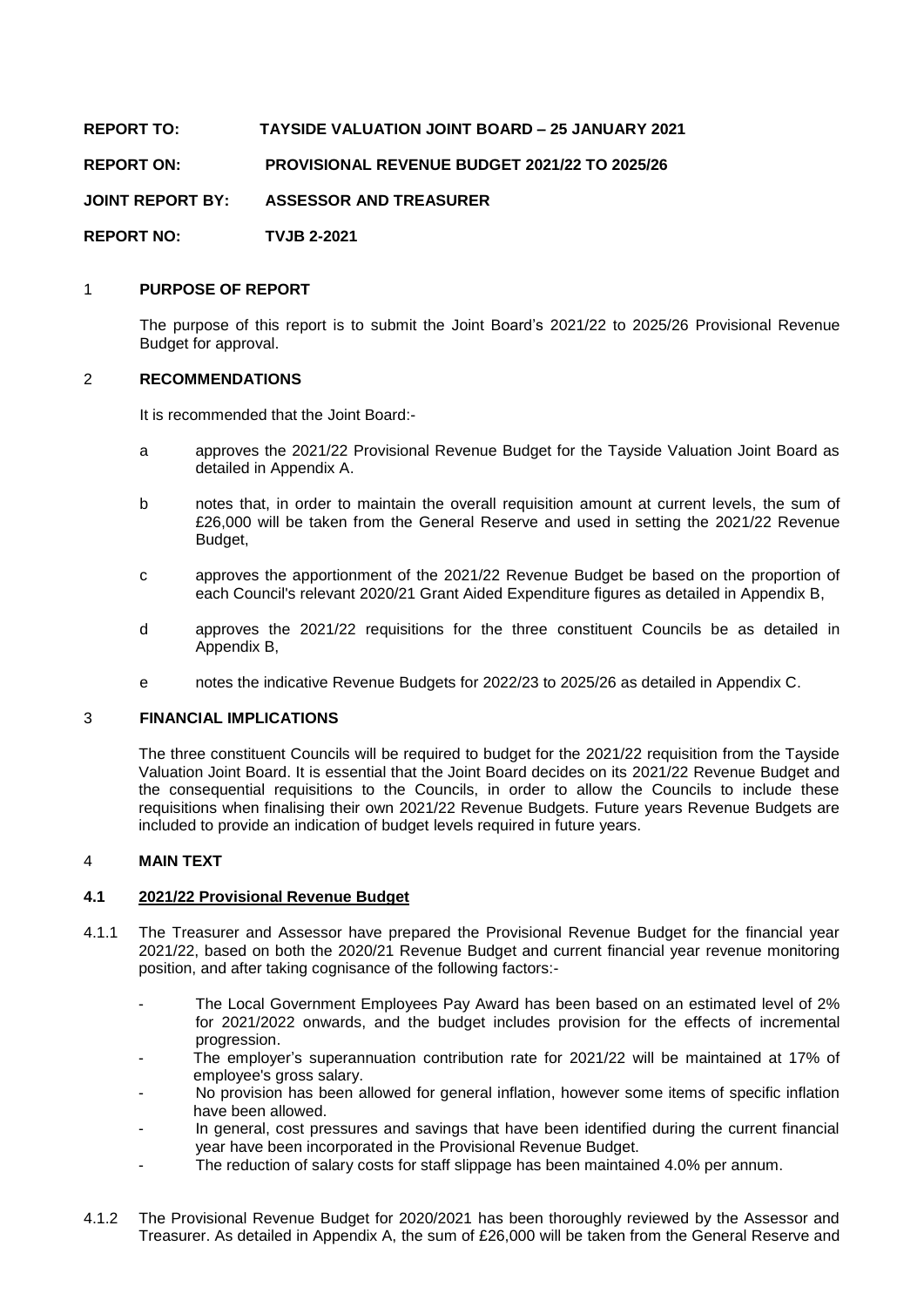**REPORT TO: TAYSIDE VALUATION JOINT BOARD – 25 JANUARY 2021**

**REPORT ON: PROVISIONAL REVENUE BUDGET 2021/22 TO 2025/26**

**JOINT REPORT BY: ASSESSOR AND TREASURER**

**REPORT NO: TVJB 2-2021**

## 1 PURPOSE OF REPORT

The purpose of this report is to submit the Joint Board's 2021/22 to 2025/26 Provisional Revenue Budget for approval.

## 2 RECOMMENDATIONS

It is recommended that the Joint Board:-

- a approves the 2021/22 Provisional Revenue Budget for the Tayside Valuation Joint Board as detailed in Appendix A.
- b notes that, in order to maintain the overall requisition amount at current levels, the sum of £26,000 will be taken from the General Reserve and used in setting the 2021/22 Revenue Budget,
- c approves the apportionment of the 2021/22 Revenue Budget be based on the proportion of each Council's relevant 2020/21 Grant Aided Expenditure figures as detailed in Appendix B,
- d approves the 2021/22 requisitions for the three constituent Councils be as detailed in Appendix B,
- e notes the indicative Revenue Budgets for 2022/23 to 2025/26 as detailed in Appendix C.

## 3 FINANCIAL IMPLICATIONS

The three constituent Councils will be required to budget for the 2021/22 requisition from the Tayside Valuation Joint Board. It is essential that the Joint Board decides on its 2021/22 Revenue Budget and the consequential requisitions to the Councils, in order to allow the Councils to include these requisitions when finalising their own 2021/22 Revenue Budgets. Future years Revenue Budgets are included to provide an indication of budget levels required in future years.

## 4 MAIN TEXT

### 4.1 2021/22 Provisional Revenue Budget

4.1.1 The Treasurer and Assessor have prepared the Provisional Revenue Budget for the financial year 2021/22, based on both the 2020/21 Revenue Budget and current financial year revenue monitoring position, and after taking cognisance of the following factors:-

- The Local Government Employees Pay Award has been based on an estimated level of 2% for 2021/2022 onwards, and the budget includes provision for the effects of incremental progression.
- The employer's superannuation contribution rate for 2021/22 will be maintained at 17% of employee's gross salary.
- No provision has been allowed for general inflation, however some items of specific inflation have been allowed.
- In general, cost pressures and savings that have been identified during the current financial year have been incorporated in the Provisional Revenue Budget.
- The reduction of salary costs for staff slippage has been maintained 4.0% per annum.

4.1.2 The Provisional Revenue Budget for 2020/2021 has been thoroughly reviewed by the Assessor and Treasurer. As detailed in Appendix A, the sum of £26,000 will be taken from the General Reserve and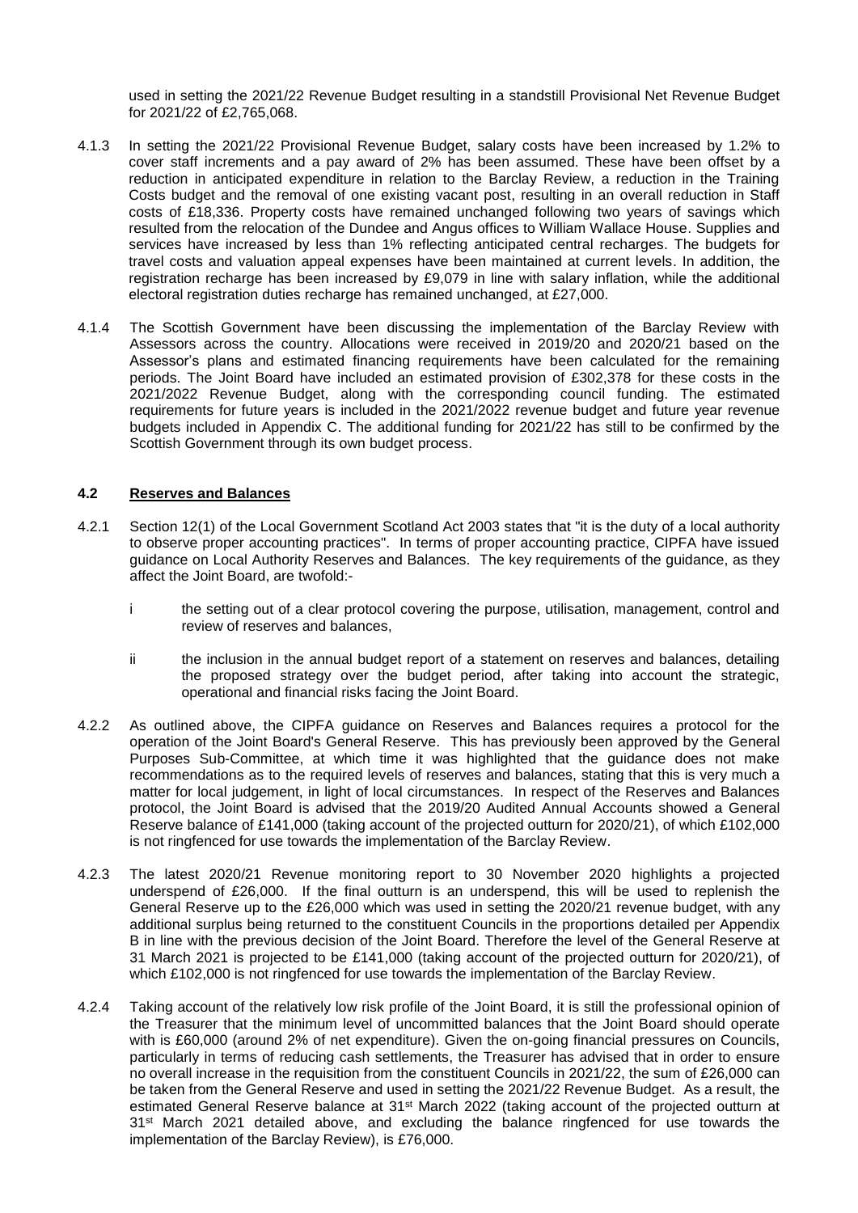used in setting the 2021/22 Revenue Budget resulting in a standstill Provisional Net Revenue Budget for 2021/22 of £2,765,068.

4.1.3 In setting the 2021/22 Provisional Revenue Budget, salary costs have been increased by 1.2% to cover staff increments and a pay award of 2% has been assumed. These have been offset by a reduction in anticipated expenditure in relation to the Barclay Review, a reduction in the Training Costs budget and the removal of one existing vacant post, resulting in an overall reduction in Staff costs of £18,336. Property costs have remained unchanged following two years of savings which resulted from the relocation of the Dundee and Angus offices to William Wallace House. Supplies and services have increased by less than 1% reflecting anticipated central recharges. The budgets for travel costs and valuation appeal expenses have been maintained at current levels. In addition, the registration recharge has been increased by £9,079 in line with salary inflation, while the additional electoral registration duties recharge has remained unchanged, at £27,000.

4.1.4 The Scottish Government have been discussing the implementation of the Barclay Review with Assessors across the country. Allocations were received in 2019/20 and 2020/21 based on the Assessor's plans and estimated financing requirements have been calculated for the remaining periods. The Joint Board have included an estimated provision of £302,378 for these costs in the 2021/2022 Revenue Budget, along with the corresponding council funding. The estimated requirements for future years is included in the 2021/2022 revenue budget and future year revenue budgets included in Appendix C. The additional funding for 2021/22 has still to be confirmed by the Scottish Government through its own budget process.

## 4.2 Reserves and Balances

4.2.1 Section 12(1) of the Local Government Scotland Act 2003 states that "it is the duty of a local authority to observe proper accounting practices". In terms of proper accounting practice, CIPFA have issued guidance on Local Authority Reserves and Balances. The key requirements of the guidance, as they affect the Joint Board, are twofold:-

i the setting out of a clear protocol covering the purpose, utilisation, management, control and review of reserves and balances,

ii the inclusion in the annual budget report of a statement on reserves and balances, detailing the proposed strategy over the budget period, after taking into account the strategic, operational and financial risks facing the Joint Board.

4.2.2 As outlined above, the CIPFA guidance on Reserves and Balances requires a protocol for the operation of the Joint Board's General Reserve. This has previously been approved by the General Purposes Sub-Committee, at which time it was highlighted that the guidance does not make recommendations as to the required levels of reserves and balances, stating that this is very much a matter for local judgement, in light of local circumstances. In respect of the Reserves and Balances protocol, the Joint Board is advised that the 2019/20 Audited Annual Accounts showed a General Reserve balance of £141,000 (taking account of the projected outturn for 2020/21), of which £102,000 is not ringfenced for use towards the implementation of the Barclay Review.

4.2.3 The latest 2020/21 Revenue monitoring report to 30 November 2020 highlights a projected underspend of £26,000. If the final outturn is an underspend, this will be used to replenish the General Reserve up to the £26,000 which was used in setting the 2020/21 revenue budget, with any additional surplus being returned to the constituent Councils in the proportions detailed per Appendix B in line with the previous decision of the Joint Board. Therefore the level of the General Reserve at 31 March 2021 is projected to be £141,000 (taking account of the projected outturn for 2020/21), of which £102,000 is not ringfenced for use towards the implementation of the Barclay Review.

4.2.4 Taking account of the relatively low risk profile of the Joint Board, it is still the professional opinion of the Treasurer that the minimum level of uncommitted balances that the Joint Board should operate with is £60,000 (around 2% of net expenditure). Given the on-going financial pressures on Councils, particularly in terms of reducing cash settlements, the Treasurer has advised that in order to ensure no overall increase in the requisition from the constituent Councils in 2021/22, the sum of £26,000 can be taken from the General Reserve and used in setting the 2021/22 Revenue Budget. As a result, the estimated General Reserve balance at 31st March 2022 (taking account of the projected outturn at 31st March 2021 detailed above, and excluding the balance ringfenced for use towards the implementation of the Barclay Review), is £76,000.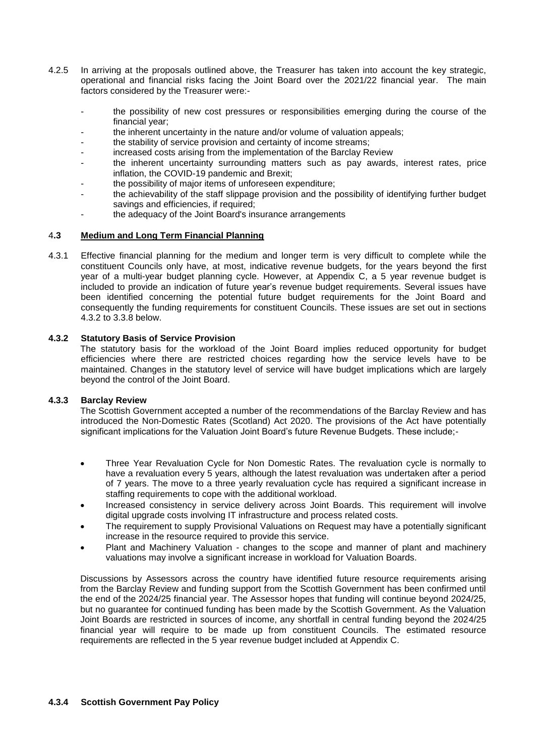4.2.5 In arriving at the proposals outlined above, the Treasurer has taken into account the key strategic, operational and financial risks facing the Joint Board over the 2021/22 financial year. The main factors considered by the Treasurer were:-

- the possibility of new cost pressures or responsibilities emerging during the course of the financial year;
- the inherent uncertainty in the nature and/or volume of valuation appeals;
- the stability of service provision and certainty of income streams;
- increased costs arising from the implementation of the Barclay Review
- the inherent uncertainty surrounding matters such as pay awards, interest rates, price inflation, the COVID-19 pandemic and Brexit;
- the possibility of major items of unforeseen expenditure;
- the achievability of the staff slippage provision and the possibility of identifying further budget savings and efficiencies, if required;
- the adequacy of the Joint Board's insurance arrangements

## 4.3 Medium and Long Term Financial Planning

4.3.1 Effective financial planning for the medium and longer term is very difficult to complete while the constituent Councils only have, at most, indicative revenue budgets, for the years beyond the first year of a multi-year budget planning cycle. However, at Appendix C, a 5 year revenue budget is included to provide an indication of future year's revenue budget requirements. Several issues have been identified concerning the potential future budget requirements for the Joint Board and consequently the funding requirements for constituent Councils. These issues are set out in sections 4.3.2 to 3.3.8 below.

### 4.3.2 Statutory Basis of Service Provision

The statutory basis for the workload of the Joint Board implies reduced opportunity for budget efficiencies where there are restricted choices regarding how the service levels have to be maintained. Changes in the statutory level of service will have budget implications which are largely beyond the control of the Joint Board.

### 4.3.3 Barclay Review

The Scottish Government accepted a number of the recommendations of the Barclay Review and has introduced the Non-Domestic Rates (Scotland) Act 2020. The provisions of the Act have potentially significant implications for the Valuation Joint Board's future Revenue Budgets. These include;-

- Three Year Revaluation Cycle for Non Domestic Rates. The revaluation cycle is normally to have a revaluation every 5 years, although the latest revaluation was undertaken after a period of 7 years. The move to a three yearly revaluation cycle has required a significant increase in staffing requirements to cope with the additional workload.
- Increased consistency in service delivery across Joint Boards. This requirement will involve digital upgrade costs involving IT infrastructure and process related costs.
- The requirement to supply Provisional Valuations on Request may have a potentially significant increase in the resource required to provide this service.
- Plant and Machinery Valuation - changes to the scope and manner of plant and machinery valuations may involve a significant increase in workload for Valuation Boards.

Discussions by Assessors across the country have identified future resource requirements arising from the Barclay Review and funding support from the Scottish Government has been confirmed until the end of the 2024/25 financial year. The Assessor hopes that funding will continue beyond 2024/25, but no guarantee for continued funding has been made by the Scottish Government. As the Valuation Joint Boards are restricted in sources of income, any shortfall in central funding beyond the 2024/25 financial year will require to be made up from constituent Councils. The estimated resource requirements are reflected in the 5 year revenue budget included at Appendix C.

### 4.3.4 Scottish Government Pay Policy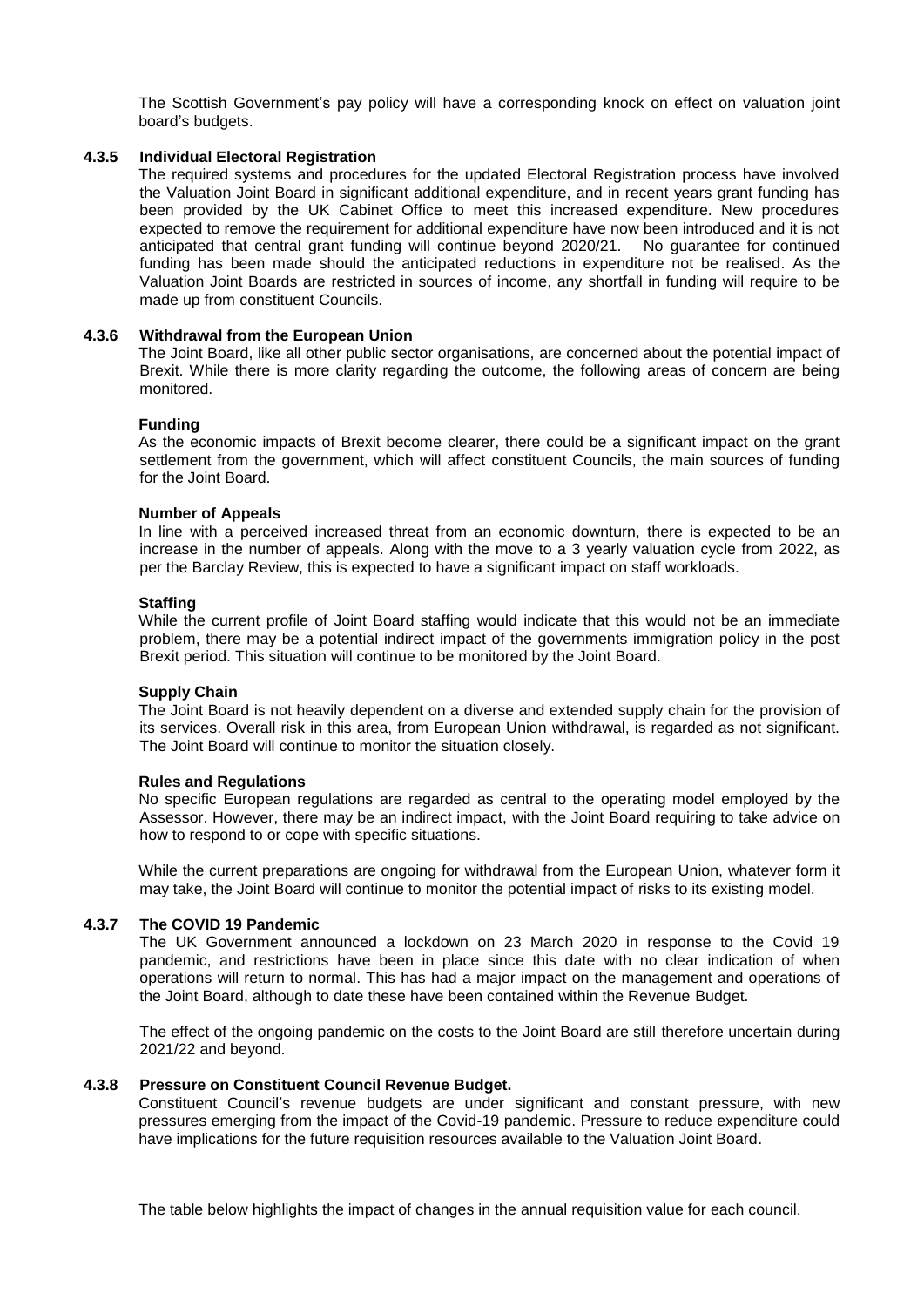The Scottish Government's pay policy will have a corresponding knock on effect on valuation joint board's budgets.

#### 4.3.5 Individual Electoral Registration

The required systems and procedures for the updated Electoral Registration process have involved the Valuation Joint Board in significant additional expenditure, and in recent years grant funding has been provided by the UK Cabinet Office to meet this increased expenditure. New procedures expected to remove the requirement for additional expenditure have now been introduced and it is not anticipated that central grant funding will continue beyond 2020/21. No guarantee for continued funding has been made should the anticipated reductions in expenditure not be realised. As the Valuation Joint Boards are restricted in sources of income, any shortfall in funding will require to be made up from constituent Councils.

#### 4.3.6 Withdrawal from the European Union

The Joint Board, like all other public sector organisations, are concerned about the potential impact of Brexit. While there is more clarity regarding the outcome, the following areas of concern are being monitored.

**Funding**

As the economic impacts of Brexit become clearer, there could be a significant impact on the grant settlement from the government, which will affect constituent Councils, the main sources of funding for the Joint Board.

**Number of Appeals**

In line with a perceived increased threat from an economic downturn, there is expected to be an increase in the number of appeals. Along with the move to a 3 yearly valuation cycle from 2022, as per the Barclay Review, this is expected to have a significant impact on staff workloads.

**Staffing**

While the current profile of Joint Board staffing would indicate that this would not be an immediate problem, there may be a potential indirect impact of the governments immigration policy in the post Brexit period. This situation will continue to be monitored by the Joint Board.

**Supply Chain**

The Joint Board is not heavily dependent on a diverse and extended supply chain for the provision of its services. Overall risk in this area, from European Union withdrawal, is regarded as not significant. The Joint Board will continue to monitor the situation closely.

**Rules and Regulations**

No specific European regulations are regarded as central to the operating model employed by the Assessor. However, there may be an indirect impact, with the Joint Board requiring to take advice on how to respond to or cope with specific situations.

While the current preparations are ongoing for withdrawal from the European Union, whatever form it may take, the Joint Board will continue to monitor the potential impact of risks to its existing model.

#### 4.3.7 The COVID 19 Pandemic

The UK Government announced a lockdown on 23 March 2020 in response to the Covid 19 pandemic, and restrictions have been in place since this date with no clear indication of when operations will return to normal. This has had a major impact on the management and operations of the Joint Board, although to date these have been contained within the Revenue Budget.

The effect of the ongoing pandemic on the costs to the Joint Board are still therefore uncertain during 2021/22 and beyond.

#### 4.3.8 Pressure on Constituent Council Revenue Budget.

Constituent Council's revenue budgets are under significant and constant pressure, with new pressures emerging from the impact of the Covid-19 pandemic. Pressure to reduce expenditure could have implications for the future requisition resources available to the Valuation Joint Board.

The table below highlights the impact of changes in the annual requisition value for each council.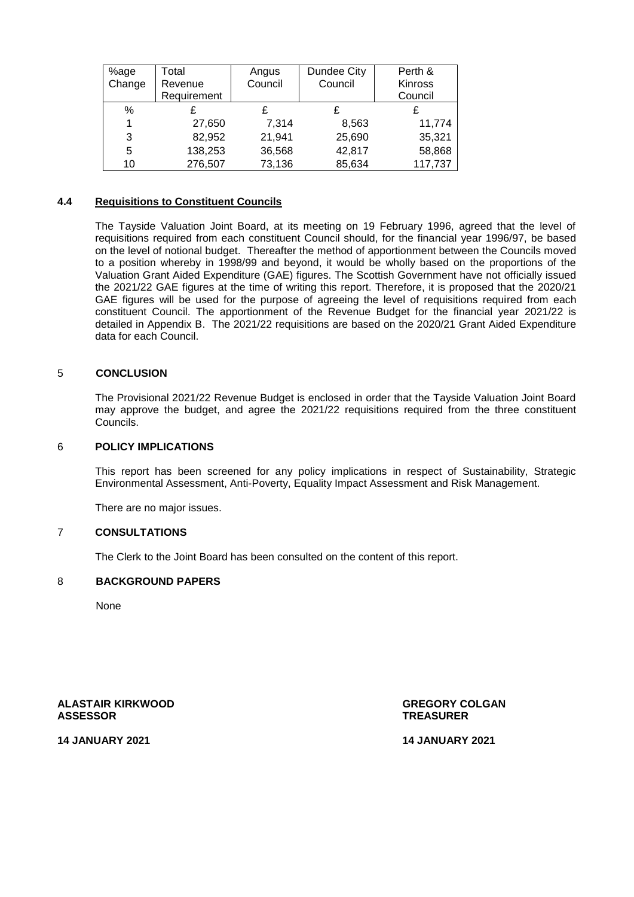| %age Change | Total Revenue Requirement | Angus Council | Dundee City Council | Perth & Kinross Council |
|---|---|---|---|---|
| % | £ | £ | £ | £ |
| 1 | 27,650 | 7,314 | 8,563 | 11,774 |
| 3 | 82,952 | 21,941 | 25,690 | 35,321 |
| 5 | 138,253 | 36,568 | 42,817 | 58,868 |
| 10 | 276,507 | 73,136 | 85,634 | 117,737 |

### 4.4 Requisitions to Constituent Councils

The Tayside Valuation Joint Board, at its meeting on 19 February 1996, agreed that the level of requisitions required from each constituent Council should, for the financial year 1996/97, be based on the level of notional budget. Thereafter the method of apportionment between the Councils moved to a position whereby in 1998/99 and beyond, it would be wholly based on the proportions of the Valuation Grant Aided Expenditure (GAE) figures. The Scottish Government have not officially issued the 2021/22 GAE figures at the time of writing this report. Therefore, it is proposed that the 2020/21 GAE figures will be used for the purpose of agreeing the level of requisitions required from each constituent Council. The apportionment of the Revenue Budget for the financial year 2021/22 is detailed in Appendix B. The 2021/22 requisitions are based on the 2020/21 Grant Aided Expenditure data for each Council.

## 5 CONCLUSION

The Provisional 2021/22 Revenue Budget is enclosed in order that the Tayside Valuation Joint Board may approve the budget, and agree the 2021/22 requisitions required from the three constituent Councils.

## 6 POLICY IMPLICATIONS

This report has been screened for any policy implications in respect of Sustainability, Strategic Environmental Assessment, Anti-Poverty, Equality Impact Assessment and Risk Management.

There are no major issues.

## 7 CONSULTATIONS

The Clerk to the Joint Board has been consulted on the content of this report.

## 8 BACKGROUND PAPERS

None

**ALASTAIR KIRKWOOD**
**ASSESSOR**

**14 JANUARY 2021**

**GREGORY COLGAN**
**TREASURER**

**14 JANUARY 2021**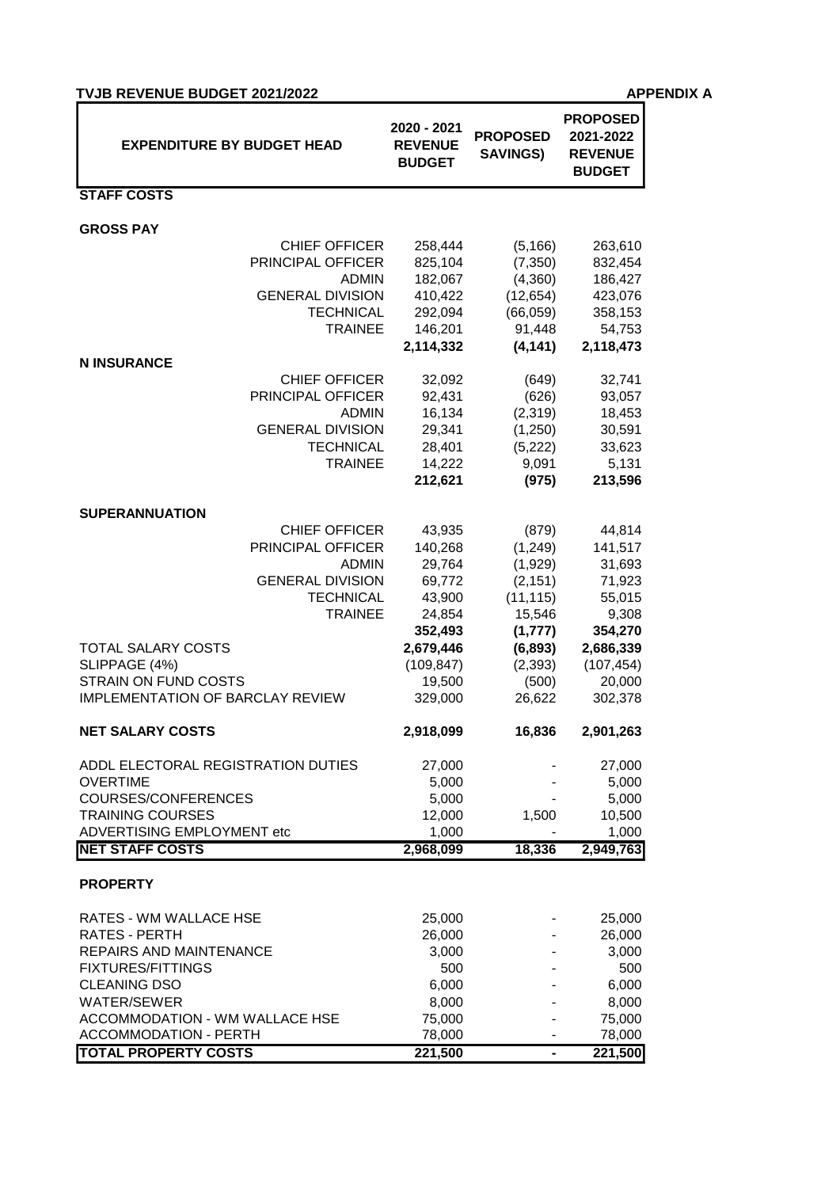**TVJB REVENUE BUDGET 2021/2022** **APPENDIX A**

| EXPENDITURE BY BUDGET HEAD | 2020 - 2021 REVENUE BUDGET | PROPOSED SAVINGS) | PROPOSED 2021-2022 REVENUE BUDGET |
|---|---|---|---|
| **STAFF COSTS** | | | |
| **GROSS PAY** | | | |
| CHIEF OFFICER | 258,444 | (5,166) | 263,610 |
| PRINCIPAL OFFICER | 825,104 | (7,350) | 832,454 |
| ADMIN | 182,067 | (4,360) | 186,427 |
| GENERAL DIVISION | 410,422 | (12,654) | 423,076 |
| TECHNICAL | 292,094 | (66,059) | 358,153 |
| TRAINEE | 146,201 | 91,448 | 54,753 |
| | **2,114,332** | **(4,141)** | **2,118,473** |
| **N INSURANCE** | | | |
| CHIEF OFFICER | 32,092 | (649) | 32,741 |
| PRINCIPAL OFFICER | 92,431 | (626) | 93,057 |
| ADMIN | 16,134 | (2,319) | 18,453 |
| GENERAL DIVISION | 29,341 | (1,250) | 30,591 |
| TECHNICAL | 28,401 | (5,222) | 33,623 |
| TRAINEE | 14,222 | 9,091 | 5,131 |
| | **212,621** | **(975)** | **213,596** |
| **SUPERANNUATION** | | | |
| CHIEF OFFICER | 43,935 | (879) | 44,814 |
| PRINCIPAL OFFICER | 140,268 | (1,249) | 141,517 |
| ADMIN | 29,764 | (1,929) | 31,693 |
| GENERAL DIVISION | 69,772 | (2,151) | 71,923 |
| TECHNICAL | 43,900 | (11,115) | 55,015 |
| TRAINEE | 24,854 | 15,546 | 9,308 |
| | **352,493** | **(1,777)** | **354,270** |
| TOTAL SALARY COSTS | **2,679,446** | **(6,893)** | **2,686,339** |
| SLIPPAGE (4%) | (109,847) | (2,393) | (107,454) |
| STRAIN ON FUND COSTS | 19,500 | (500) | 20,000 |
| IMPLEMENTATION OF BARCLAY REVIEW | 329,000 | 26,622 | 302,378 |
| **NET SALARY COSTS** | **2,918,099** | **16,836** | **2,901,263** |
| ADDL ELECTORAL REGISTRATION DUTIES | 27,000 | - | 27,000 |
| OVERTIME | 5,000 | - | 5,000 |
| COURSES/CONFERENCES | 5,000 | - | 5,000 |
| TRAINING COURSES | 12,000 | 1,500 | 10,500 |
| ADVERTISING EMPLOYMENT etc | 1,000 | - | 1,000 |
| **NET STAFF COSTS** | **2,968,099** | **18,336** | **2,949,763** |
| **PROPERTY** | | | |
| RATES - WM WALLACE HSE | 25,000 | - | 25,000 |
| RATES - PERTH | 26,000 | - | 26,000 |
| REPAIRS AND MAINTENANCE | 3,000 | - | 3,000 |
| FIXTURES/FITTINGS | 500 | - | 500 |
| CLEANING DSO | 6,000 | - | 6,000 |
| WATER/SEWER | 8,000 | - | 8,000 |
| ACCOMMODATION - WM WALLACE HSE | 75,000 | - | 75,000 |
| ACCOMMODATION - PERTH | 78,000 | - | 78,000 |
| **TOTAL PROPERTY COSTS** | **221,500** | **-** | **221,500** |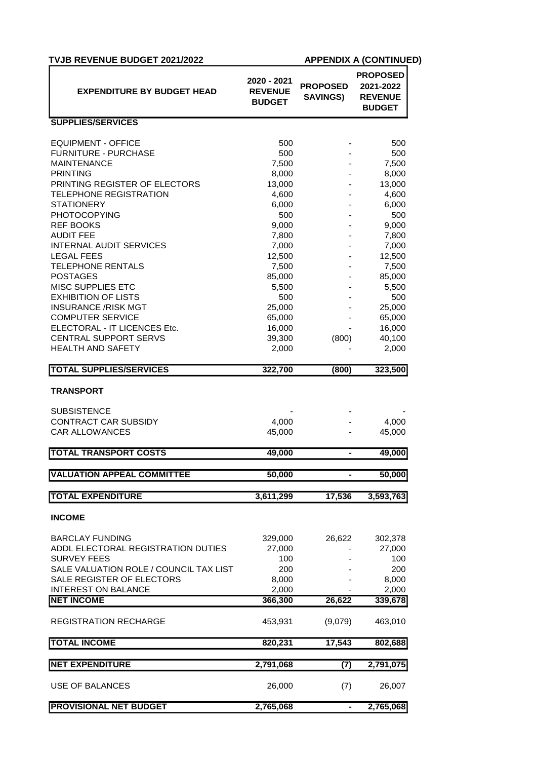**TVJB REVENUE BUDGET 2021/2022** **APPENDIX A (CONTINUED)**

| EXPENDITURE BY BUDGET HEAD | 2020 - 2021 REVENUE BUDGET | PROPOSED SAVINGS) | PROPOSED 2021-2022 REVENUE BUDGET |
|---|---|---|---|
| **SUPPLIES/SERVICES** | | | |
| EQUIPMENT - OFFICE | 500 | - | 500 |
| FURNITURE - PURCHASE | 500 | - | 500 |
| MAINTENANCE | 7,500 | - | 7,500 |
| PRINTING | 8,000 | - | 8,000 |
| PRINTING REGISTER OF ELECTORS | 13,000 | - | 13,000 |
| TELEPHONE REGISTRATION | 4,600 | - | 4,600 |
| STATIONERY | 6,000 | - | 6,000 |
| PHOTOCOPYING | 500 | - | 500 |
| REF BOOKS | 9,000 | - | 9,000 |
| AUDIT FEE | 7,800 | - | 7,800 |
| INTERNAL AUDIT SERVICES | 7,000 | - | 7,000 |
| LEGAL FEES | 12,500 | - | 12,500 |
| TELEPHONE RENTALS | 7,500 | - | 7,500 |
| POSTAGES | 85,000 | - | 85,000 |
| MISC SUPPLIES ETC | 5,500 | - | 5,500 |
| EXHIBITION OF LISTS | 500 | - | 500 |
| INSURANCE /RISK MGT | 25,000 | - | 25,000 |
| COMPUTER SERVICE | 65,000 | - | 65,000 |
| ELECTORAL - IT LICENCES Etc. | 16,000 | - | 16,000 |
| CENTRAL SUPPORT SERVS | 39,300 | (800) | 40,100 |
| HEALTH AND SAFETY | 2,000 | - | 2,000 |
| **TOTAL SUPPLIES/SERVICES** | **322,700** | **(800)** | **323,500** |
| **TRANSPORT** | | | |
| SUBSISTENCE | - | - | - |
| CONTRACT CAR SUBSIDY | 4,000 | - | 4,000 |
| CAR ALLOWANCES | 45,000 | - | 45,000 |
| **TOTAL TRANSPORT COSTS** | **49,000** | **-** | **49,000** |
| **VALUATION APPEAL COMMITTEE** | **50,000** | **-** | **50,000** |
| **TOTAL EXPENDITURE** | **3,611,299** | **17,536** | **3,593,763** |
| **INCOME** | | | |
| BARCLAY FUNDING | 329,000 | 26,622 | 302,378 |
| ADDL ELECTORAL REGISTRATION DUTIES | 27,000 | - | 27,000 |
| SURVEY FEES | 100 | - | 100 |
| SALE VALUATION ROLE / COUNCIL TAX LIST | 200 | - | 200 |
| SALE REGISTER OF ELECTORS | 8,000 | - | 8,000 |
| INTEREST ON BALANCE | 2,000 | - | 2,000 |
| **NET INCOME** | **366,300** | **26,622** | **339,678** |
| REGISTRATION RECHARGE | 453,931 | (9,079) | 463,010 |
| **TOTAL INCOME** | **820,231** | **17,543** | **802,688** |
| **NET EXPENDITURE** | **2,791,068** | **(7)** | **2,791,075** |
| USE OF BALANCES | 26,000 | (7) | 26,007 |
| **PROVISIONAL NET BUDGET** | **2,765,068** | **-** | **2,765,068** |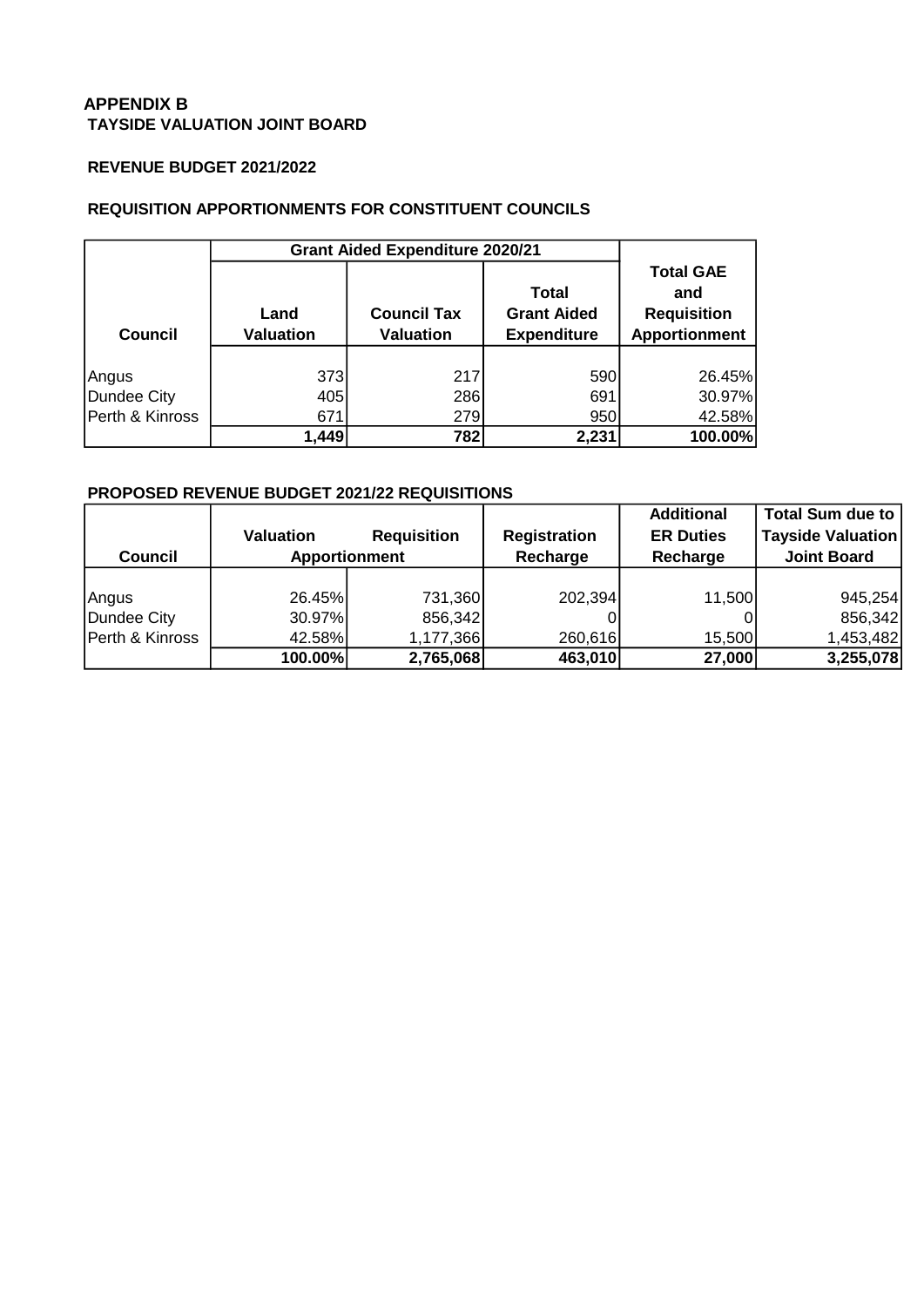## APPENDIX B

### TAYSIDE VALUATION JOINT BOARD

### REVENUE BUDGET 2021/2022

### REQUISITION APPORTIONMENTS FOR CONSTITUENT COUNCILS

| Council | Grant Aided Expenditure 2020/21 | | | Total GAE and Requisition Apportionment |
|---|---|---|---|---|
| | Land Valuation | Council Tax Valuation | Total Grant Aided Expenditure | |
| Angus | 373 | 217 | 590 | 26.45% |
| Dundee City | 405 | 286 | 691 | 30.97% |
| Perth & Kinross | 671 | 279 | 950 | 42.58% |
| | **1,449** | **782** | **2,231** | **100.00%** |

### PROPOSED REVENUE BUDGET 2021/22 REQUISITIONS

| Council | Valuation Apportionment | Requisition | Registration Recharge | Additional ER Duties Recharge | Total Sum due to Tayside Valuation Joint Board |
|---|---|---|---|---|---|
| Angus | 26.45% | 731,360 | 202,394 | 11,500 | 945,254 |
| Dundee City | 30.97% | 856,342 | 0 | 0 | 856,342 |
| Perth & Kinross | 42.58% | 1,177,366 | 260,616 | 15,500 | 1,453,482 |
| | **100.00%** | **2,765,068** | **463,010** | **27,000** | **3,255,078** |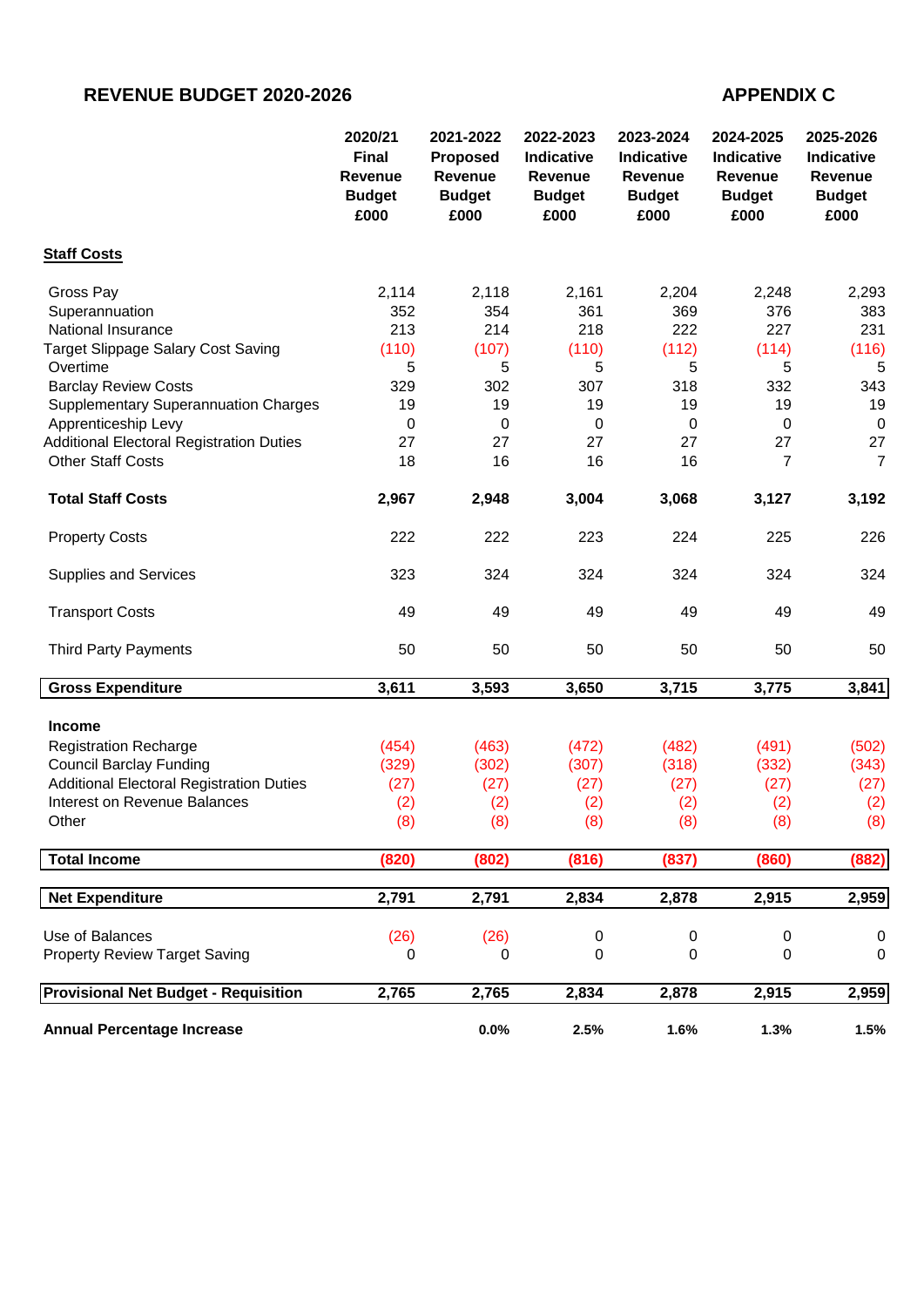## REVENUE BUDGET 2020-2026

**APPENDIX C**

| | 2020/21 Final Revenue Budget £000 | 2021-2022 Proposed Revenue Budget £000 | 2022-2023 Indicative Revenue Budget £000 | 2023-2024 Indicative Revenue Budget £000 | 2024-2025 Indicative Revenue Budget £000 | 2025-2026 Indicative Revenue Budget £000 |
|---|---|---|---|---|---|---|
| **Staff Costs** | | | | | | |
| Gross Pay | 2,114 | 2,118 | 2,161 | 2,204 | 2,248 | 2,293 |
| Superannuation | 352 | 354 | 361 | 369 | 376 | 383 |
| National Insurance | 213 | 214 | 218 | 222 | 227 | 231 |
| Target Slippage Salary Cost Saving | (110) | (107) | (110) | (112) | (114) | (116) |
| Overtime | 5 | 5 | 5 | 5 | 5 | 5 |
| Barclay Review Costs | 329 | 302 | 307 | 318 | 332 | 343 |
| Supplementary Superannuation Charges | 19 | 19 | 19 | 19 | 19 | 19 |
| Apprenticeship Levy | 0 | 0 | 0 | 0 | 0 | 0 |
| Additional Electoral Registration Duties | 27 | 27 | 27 | 27 | 27 | 27 |
| Other Staff Costs | 18 | 16 | 16 | 16 | 7 | 7 |
| **Total Staff Costs** | **2,967** | **2,948** | **3,004** | **3,068** | **3,127** | **3,192** |
| Property Costs | 222 | 222 | 223 | 224 | 225 | 226 |
| Supplies and Services | 323 | 324 | 324 | 324 | 324 | 324 |
| Transport Costs | 49 | 49 | 49 | 49 | 49 | 49 |
| Third Party Payments | 50 | 50 | 50 | 50 | 50 | 50 |
| **Gross Expenditure** | **3,611** | **3,593** | **3,650** | **3,715** | **3,775** | **3,841** |
| **Income** | | | | | | |
| Registration Recharge | (454) | (463) | (472) | (482) | (491) | (502) |
| Council Barclay Funding | (329) | (302) | (307) | (318) | (332) | (343) |
| Additional Electoral Registration Duties | (27) | (27) | (27) | (27) | (27) | (27) |
| Interest on Revenue Balances | (2) | (2) | (2) | (2) | (2) | (2) |
| Other | (8) | (8) | (8) | (8) | (8) | (8) |
| **Total Income** | **(820)** | **(802)** | **(816)** | **(837)** | **(860)** | **(882)** |
| **Net Expenditure** | **2,791** | **2,791** | **2,834** | **2,878** | **2,915** | **2,959** |
| Use of Balances | (26) | (26) | 0 | 0 | 0 | 0 |
| Property Review Target Saving | 0 | 0 | 0 | 0 | 0 | 0 |
| **Provisional Net Budget - Requisition** | **2,765** | **2,765** | **2,834** | **2,878** | **2,915** | **2,959** |
| **Annual Percentage Increase** | | **0.0%** | **2.5%** | **1.6%** | **1.3%** | **1.5%** |